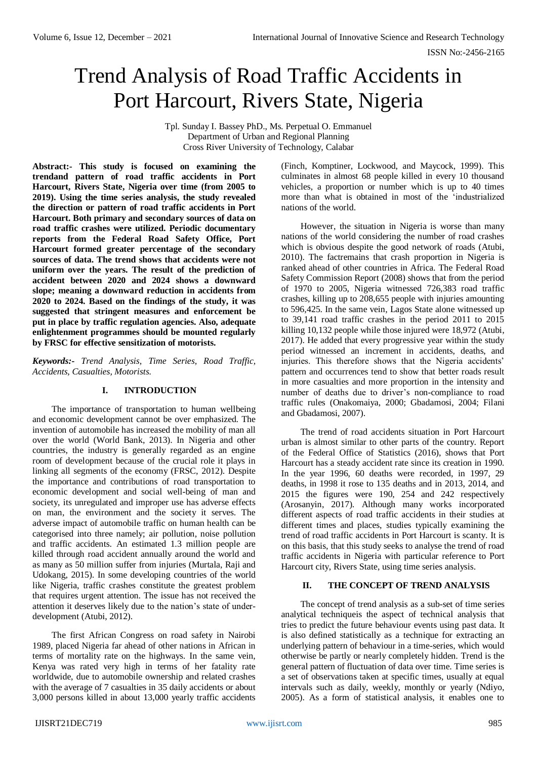# Trend Analysis of Road Traffic Accidents in Port Harcourt, Rivers State, Nigeria

Tpl. Sunday I. Bassey PhD., Ms. Perpetual O. Emmanuel
Department of Urban and Regional Planning
Cross River University of Technology, Calabar

**Abstract:- This study is focused on examining the trendand pattern of road traffic accidents in Port Harcourt, Rivers State, Nigeria over time (from 2005 to 2019). Using the time series analysis, the study revealed the direction or pattern of road traffic accidents in Port Harcourt. Both primary and secondary sources of data on road traffic crashes were utilized. Periodic documentary reports from the Federal Road Safety Office, Port Harcourt formed greater percentage of the secondary sources of data. The trend shows that accidents were not uniform over the years. The result of the prediction of accident between 2020 and 2024 shows a downward slope; meaning a downward reduction in accidents from 2020 to 2024. Based on the findings of the study, it was suggested that stringent measures and enforcement be put in place by traffic regulation agencies. Also, adequate enlightenment programmes should be mounted regularly by FRSC for effective sensitization of motorists.**

***Keywords:-*** *Trend Analysis, Time Series, Road Traffic, Accidents, Casualties, Motorists.*

## I. INTRODUCTION

The importance of transportation to human wellbeing and economic development cannot be over emphasized. The invention of automobile has increased the mobility of man all over the world (World Bank, 2013). In Nigeria and other countries, the industry is generally regarded as an engine room of development because of the crucial role it plays in linking all segments of the economy (FRSC, 2012). Despite the importance and contributions of road transportation to economic development and social well-being of man and society, its unregulated and improper use has adverse effects on man, the environment and the society it serves. The adverse impact of automobile traffic on human health can be categorised into three namely; air pollution, noise pollution and traffic accidents. An estimated 1.3 million people are killed through road accident annually around the world and as many as 50 million suffer from injuries (Murtala, Raji and Udokang, 2015). In some developing countries of the world like Nigeria, traffic crashes constitute the greatest problem that requires urgent attention. The issue has not received the attention it deserves likely due to the nation's state of under-development (Atubi, 2012).

The first African Congress on road safety in Nairobi 1989, placed Nigeria far ahead of other nations in African in terms of mortality rate on the highways. In the same vein, Kenya was rated very high in terms of her fatality rate worldwide, due to automobile ownership and related crashes with the average of 7 casualties in 35 daily accidents or about 3,000 persons killed in about 13,000 yearly traffic accidents (Finch, Komptiner, Lockwood, and Maycock, 1999). This culminates in almost 68 people killed in every 10 thousand vehicles, a proportion or number which is up to 40 times more than what is obtained in most of the 'industrialized nations of the world.

However, the situation in Nigeria is worse than many nations of the world considering the number of road crashes which is obvious despite the good network of roads (Atubi, 2010). The factremains that crash proportion in Nigeria is ranked ahead of other countries in Africa. The Federal Road Safety Commission Report (2008) shows that from the period of 1970 to 2005, Nigeria witnessed 726,383 road traffic crashes, killing up to 208,655 people with injuries amounting to 596,425. In the same vein, Lagos State alone witnessed up to 39,141 road traffic crashes in the period 2011 to 2015 killing 10,132 people while those injured were 18,972 (Atubi, 2017). He added that every progressive year within the study period witnessed an increment in accidents, deaths, and injuries. This therefore shows that the Nigeria accidents' pattern and occurrences tend to show that better roads result in more casualties and more proportion in the intensity and number of deaths due to driver's non-compliance to road traffic rules (Onakomaiya, 2000; Gbadamosi, 2004; Filani and Gbadamosi, 2007).

The trend of road accidents situation in Port Harcourt urban is almost similar to other parts of the country. Report of the Federal Office of Statistics (2016), shows that Port Harcourt has a steady accident rate since its creation in 1990. In the year 1996, 60 deaths were recorded, in 1997, 29 deaths, in 1998 it rose to 135 deaths and in 2013, 2014, and 2015 the figures were 190, 254 and 242 respectively (Arosanyin, 2017). Although many works incorporated different aspects of road traffic accidents in their studies at different times and places, studies typically examining the trend of road traffic accidents in Port Harcourt is scanty. It is on this basis, that this study seeks to analyse the trend of road traffic accidents in Nigeria with particular reference to Port Harcourt city, Rivers State, using time series analysis.

## II. THE CONCEPT OF TREND ANALYSIS

The concept of trend analysis as a sub-set of time series analytical techniqueis the aspect of technical analysis that tries to predict the future behaviour events using past data. It is also defined statistically as a technique for extracting an underlying pattern of behaviour in a time-series, which would otherwise be partly or nearly completely hidden. Trend is the general pattern of fluctuation of data over time. Time series is a set of observations taken at specific times, usually at equal intervals such as daily, weekly, monthly or yearly (Ndiyo, 2005). As a form of statistical analysis, it enables one to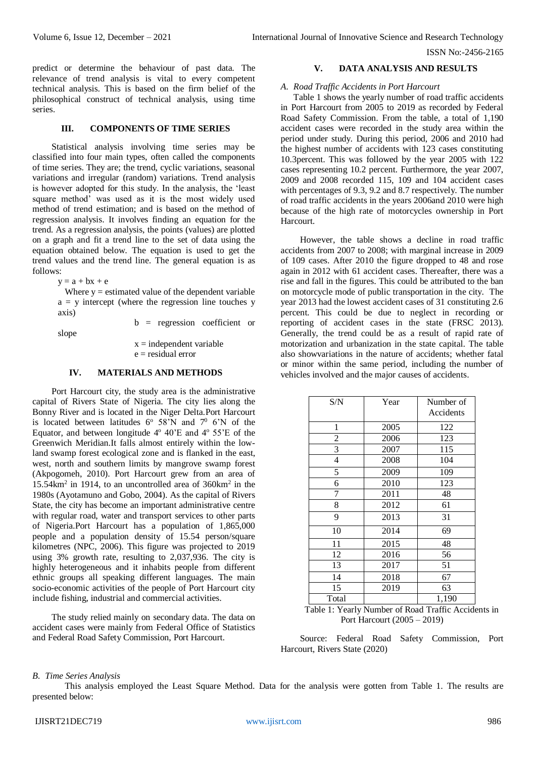predict or determine the behaviour of past data. The relevance of trend analysis is vital to every competent technical analysis. This is based on the firm belief of the philosophical construct of technical analysis, using time series.

## III. COMPONENTS OF TIME SERIES

Statistical analysis involving time series may be classified into four main types, often called the components of time series. They are; the trend, cyclic variations, seasonal variations and irregular (random) variations. Trend analysis is however adopted for this study. In the analysis, the 'least square method' was used as it is the most widely used method of trend estimation; and is based on the method of regression analysis. It involves finding an equation for the trend. As a regression analysis, the points (values) are plotted on a graph and fit a trend line to the set of data using the equation obtained below. The equation is used to get the trend values and the trend line. The general equation is as follows:

$$y = a + bx + e$$

Where y = estimated value of the dependent variable
a = y intercept (where the regression line touches y axis)
b = regression coefficient or slope
x = independent variable
e = residual error

## IV. MATERIALS AND METHODS

Port Harcourt city, the study area is the administrative capital of Rivers State of Nigeria. The city lies along the Bonny River and is located in the Niger Delta.Port Harcourt is located between latitudes 6$^{o}$ 58'N and 7$^{0}$ 6'N of the Equator, and between longitude 4$^{o}$ 40'E and 4$^{o}$ 55'E of the Greenwich Meridian.It falls almost entirely within the low-land swamp forest ecological zone and is flanked in the east, west, north and southern limits by mangrove swamp forest (Akpogomeh, 2010). Port Harcourt grew from an area of 15.54km$^{2}$ in 1914, to an uncontrolled area of 360km$^{2}$ in the 1980s (Ayotamuno and Gobo, 2004). As the capital of Rivers State, the city has become an important administrative centre with regular road, water and transport services to other parts of Nigeria.Port Harcourt has a population of 1,865,000 people and a population density of 15.54 person/square kilometres (NPC, 2006). This figure was projected to 2019 using 3% growth rate, resulting to 2,037,936. The city is highly heterogeneous and it inhabits people from different ethnic groups all speaking different languages. The main socio-economic activities of the people of Port Harcourt city include fishing, industrial and commercial activities.

The study relied mainly on secondary data. The data on accident cases were mainly from Federal Office of Statistics and Federal Road Safety Commission, Port Harcourt.

## V. DATA ANALYSIS AND RESULTS

### *A. Road Traffic Accidents in Port Harcourt*

Table 1 shows the yearly number of road traffic accidents in Port Harcourt from 2005 to 2019 as recorded by Federal Road Safety Commission. From the table, a total of 1,190 accident cases were recorded in the study area within the period under study. During this period, 2006 and 2010 had the highest number of accidents with 123 cases constituting 10.3percent. This was followed by the year 2005 with 122 cases representing 10.2 percent. Furthermore, the year 2007, 2009 and 2008 recorded 115, 109 and 104 accident cases with percentages of 9.3, 9.2 and 8.7 respectively. The number of road traffic accidents in the years 2006and 2010 were high because of the high rate of motorcycles ownership in Port Harcourt.

However, the table shows a decline in road traffic accidents from 2007 to 2008; with marginal increase in 2009 of 109 cases. After 2010 the figure dropped to 48 and rose again in 2012 with 61 accident cases. Thereafter, there was a rise and fall in the figures. This could be attributed to the ban on motorcycle mode of public transportation in the city. The year 2013 had the lowest accident cases of 31 constituting 2.6 percent. This could be due to neglect in recording or reporting of accident cases in the state (FRSC 2013). Generally, the trend could be as a result of rapid rate of motorization and urbanization in the state capital. The table also showvariations in the nature of accidents; whether fatal or minor within the same period, including the number of vehicles involved and the major causes of accidents.

| S/N | Year | Number of Accidents |
|---|---|---|
| 1 | 2005 | 122 |
| 2 | 2006 | 123 |
| 3 | 2007 | 115 |
| 4 | 2008 | 104 |
| 5 | 2009 | 109 |
| 6 | 2010 | 123 |
| 7 | 2011 | 48 |
| 8 | 2012 | 61 |
| 9 | 2013 | 31 |
| 10 | 2014 | 69 |
| 11 | 2015 | 48 |
| 12 | 2016 | 56 |
| 13 | 2017 | 51 |
| 14 | 2018 | 67 |
| 15 | 2019 | 63 |
| Total | | 1,190 |

Table 1: Yearly Number of Road Traffic Accidents in Port Harcourt (2005 – 2019)

Source: Federal Road Safety Commission, Port Harcourt, Rivers State (2020)

### *B. Time Series Analysis*

This analysis employed the Least Square Method. Data for the analysis were gotten from Table 1. The results are presented below: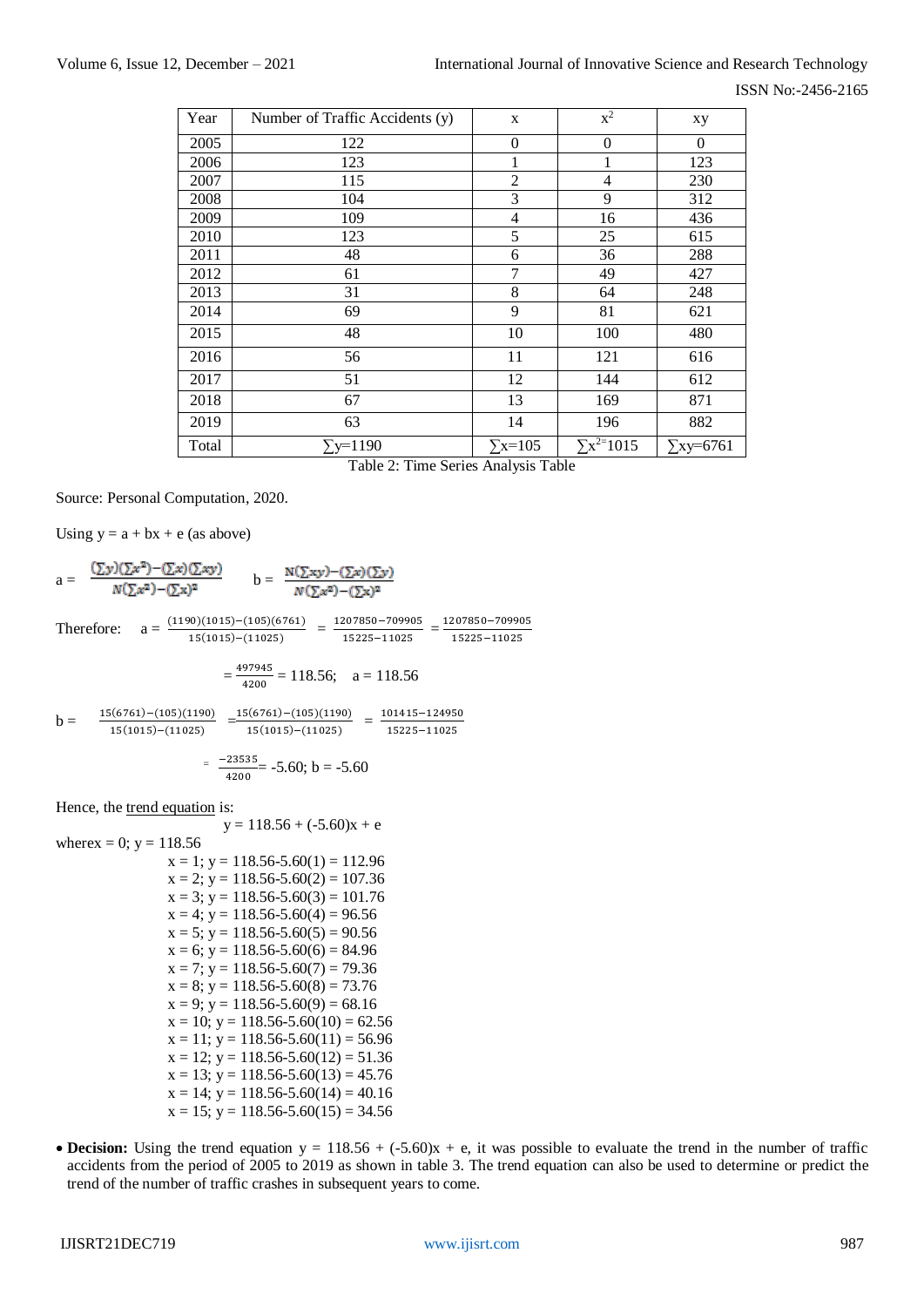| Year | Number of Traffic Accidents (y) | x | $x^2$ | xy |
|---|---|---|---|---|
| 2005 | 122 | 0 | 0 | 0 |
| 2006 | 123 | 1 | 1 | 123 |
| 2007 | 115 | 2 | 4 | 230 |
| 2008 | 104 | 3 | 9 | 312 |
| 2009 | 109 | 4 | 16 | 436 |
| 2010 | 123 | 5 | 25 | 615 |
| 2011 | 48 | 6 | 36 | 288 |
| 2012 | 61 | 7 | 49 | 427 |
| 2013 | 31 | 8 | 64 | 248 |
| 2014 | 69 | 9 | 81 | 621 |
| 2015 | 48 | 10 | 100 | 480 |
| 2016 | 56 | 11 | 121 | 616 |
| 2017 | 51 | 12 | 144 | 612 |
| 2018 | 67 | 13 | 169 | 871 |
| 2019 | 63 | 14 | 196 | 882 |
| Total | $\sum y$=1190 | $\sum x$=105 | $\sum x^2$=1015 | $\sum xy$=6761 |

Table 2: Time Series Analysis Table

Source: Personal Computation, 2020.

Using y = a + bx + e (as above)

$$a = \frac{(\sum y)(\sum x^2) - (\sum x)(\sum xy)}{N(\sum x^2) - (\sum x)^2} \qquad b = \frac{N(\sum xy) - (\sum x)(\sum y)}{N(\sum x^2) - (\sum x)^2}$$

Therefore: $a = \frac{(1190)(1015)-(105)(6761)}{15(1015)-(11025)} = \frac{1207850-709905}{15225-11025} = \frac{1207850-709905}{15225-11025}$

$$= \frac{497945}{4200} = 118.56; \quad a = 118.56$$

$$b = \frac{15(6761)-(105)(1190)}{15(1015)-(11025)} = \frac{15(6761)-(105)(1190)}{15(1015)-(11025)} = \frac{101415-124950}{15225-11025}$$

$$= \frac{-23535}{4200} = -5.60; \; b = -5.60$$

Hence, the trend equation is:

$$y = 118.56 + (-5.60)x + e$$

where x = 0; y = 118.56

- x = 1; y = 118.56-5.60(1) = 112.96
- x = 2; y = 118.56-5.60(2) = 107.36
- x = 3; y = 118.56-5.60(3) = 101.76
- x = 4; y = 118.56-5.60(4) = 96.56
- x = 5; y = 118.56-5.60(5) = 90.56
- x = 6; y = 118.56-5.60(6) = 84.96
- x = 7; y = 118.56-5.60(7) = 79.36
- x = 8; y = 118.56-5.60(8) = 73.76
- x = 9; y = 118.56-5.60(9) = 68.16
- x = 10; y = 118.56-5.60(10) = 62.56
- x = 11; y = 118.56-5.60(11) = 56.96
- x = 12; y = 118.56-5.60(12) = 51.36
- x = 13; y = 118.56-5.60(13) = 45.76
- x = 14; y = 118.56-5.60(14) = 40.16
- x = 15; y = 118.56-5.60(15) = 34.56

- **Decision:** Using the trend equation y = 118.56 + (-5.60)x + e, it was possible to evaluate the trend in the number of traffic accidents from the period of 2005 to 2019 as shown in table 3. The trend equation can also be used to determine or predict the trend of the number of traffic crashes in subsequent years to come.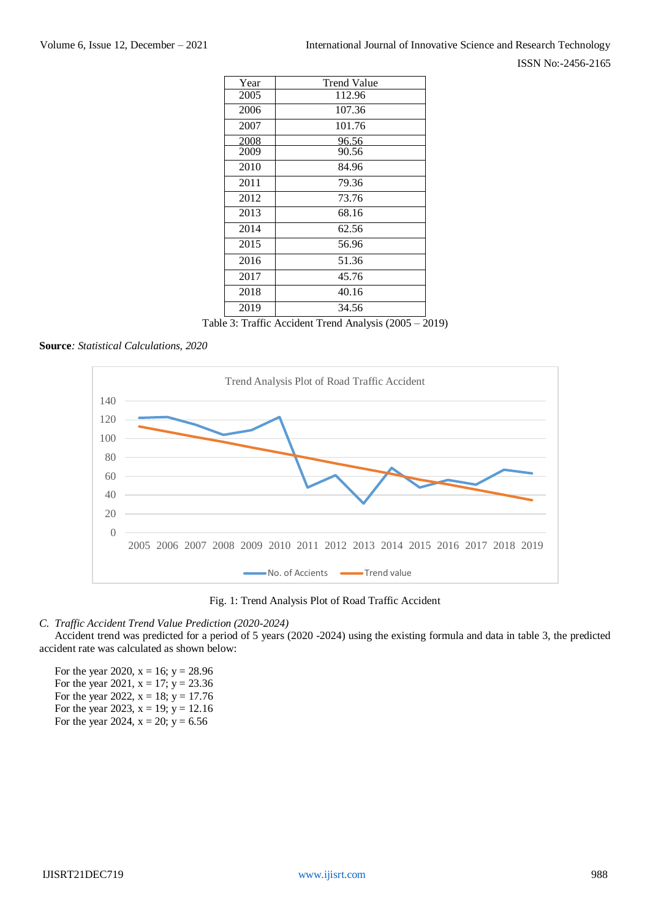| Year | Trend Value |
|---|---|
| 2005 | 112.96 |
| 2006 | 107.36 |
| 2007 | 101.76 |
| 2008 | 96.56 |
| 2009 | 90.56 |
| 2010 | 84.96 |
| 2011 | 79.36 |
| 2012 | 73.76 |
| 2013 | 68.16 |
| 2014 | 62.56 |
| 2015 | 56.96 |
| 2016 | 51.36 |
| 2017 | 45.76 |
| 2018 | 40.16 |
| 2019 | 34.56 |

Table 3: Traffic Accident Trend Analysis (2005 – 2019)

**Source**: *Statistical Calculations, 2020*

Fig. 1: Trend Analysis Plot of Road Traffic Accident

### *C. Traffic Accident Trend Value Prediction (2020-2024)*

Accident trend was predicted for a period of 5 years (2020 -2024) using the existing formula and data in table 3, the predicted accident rate was calculated as shown below:

For the year 2020, $x = 16$; $y = 28.96$
For the year 2021, $x = 17$; $y = 23.36$
For the year 2022, $x = 18$; $y = 17.76$
For the year 2023, $x = 19$; $y = 12.16$
For the year 2024, $x = 20$; $y = 6.56$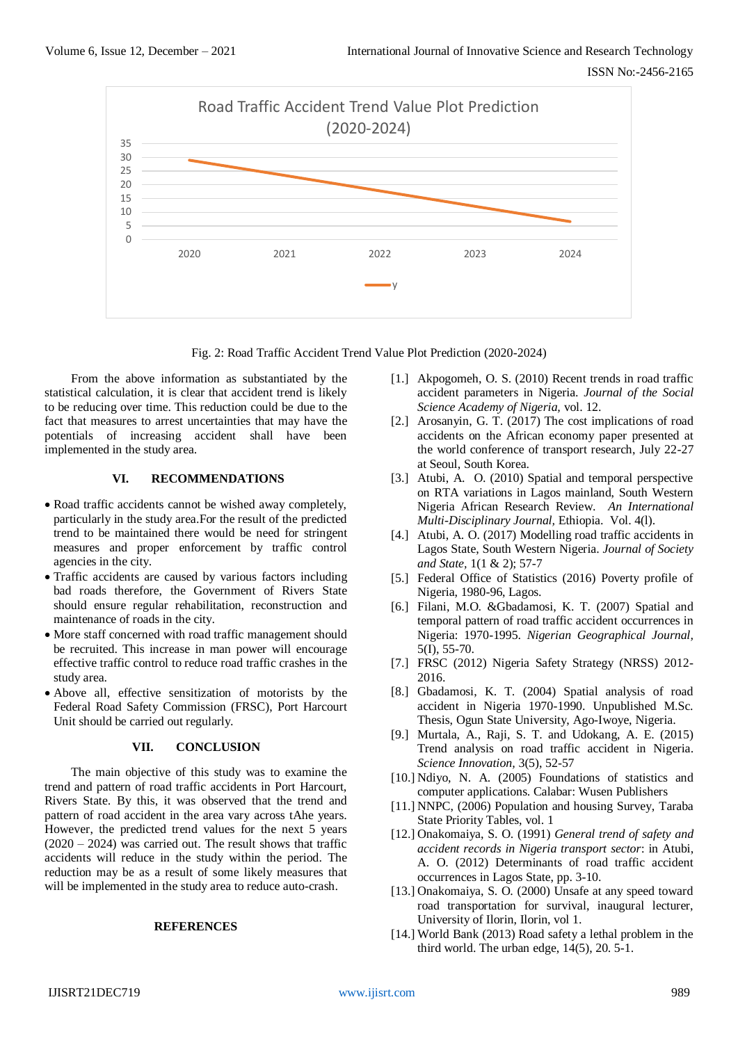Road Traffic Accident Trend Value Plot Prediction (2020-2024)

35
30
25
20
15
10
5
0

2020 2021 2022 2023 2024

y

Fig. 2: Road Traffic Accident Trend Value Plot Prediction (2020-2024)

From the above information as substantiated by the statistical calculation, it is clear that accident trend is likely to be reducing over time. This reduction could be due to the fact that measures to arrest uncertainties that may have the potentials of increasing accident shall have been implemented in the study area.

## VI. RECOMMENDATIONS

- Road traffic accidents cannot be wished away completely, particularly in the study area.For the result of the predicted trend to be maintained there would be need for stringent measures and proper enforcement by traffic control agencies in the city.
- Traffic accidents are caused by various factors including bad roads therefore, the Government of Rivers State should ensure regular rehabilitation, reconstruction and maintenance of roads in the city.
- More staff concerned with road traffic management should be recruited. This increase in man power will encourage effective traffic control to reduce road traffic crashes in the study area.
- Above all, effective sensitization of motorists by the Federal Road Safety Commission (FRSC), Port Harcourt Unit should be carried out regularly.

## VII. CONCLUSION

The main objective of this study was to examine the trend and pattern of road traffic accidents in Port Harcourt, Rivers State. By this, it was observed that the trend and pattern of road accident in the area vary across tAhe years. However, the predicted trend values for the next 5 years (2020 – 2024) was carried out. The result shows that traffic accidents will reduce in the study within the period. The reduction may be as a result of some likely measures that will be implemented in the study area to reduce auto-crash.

## REFERENCES

[1.] Akpogomeh, O. S. (2010) Recent trends in road traffic accident parameters in Nigeria. *Journal of the Social Science Academy of Nigeria,* vol. 12.

[2.] Arosanyin, G. T. (2017) The cost implications of road accidents on the African economy paper presented at the world conference of transport research, July 22-27 at Seoul, South Korea.

[3.] Atubi, A. O. (2010) Spatial and temporal perspective on RTA variations in Lagos mainland, South Western Nigeria African Research Review. *An International Multi-Disciplinary Journal,* Ethiopia. Vol. 4(l).

[4.] Atubi, A. O. (2017) Modelling road traffic accidents in Lagos State, South Western Nigeria. *Journal of Society and State,* 1(1 & 2); 57-7

[5.] Federal Office of Statistics (2016) Poverty profile of Nigeria, 1980-96, Lagos.

[6.] Filani, M.O. &Gbadamosi, K. T. (2007) Spatial and temporal pattern of road traffic accident occurrences in Nigeria: 1970-1995. *Nigerian Geographical Journal,* 5(I), 55-70.

[7.] FRSC (2012) Nigeria Safety Strategy (NRSS) 2012-2016.

[8.] Gbadamosi, K. T. (2004) Spatial analysis of road accident in Nigeria 1970-1990. Unpublished M.Sc. Thesis, Ogun State University, Ago-Iwoye, Nigeria.

[9.] Murtala, A., Raji, S. T. and Udokang, A. E. (2015) Trend analysis on road traffic accident in Nigeria. *Science Innovation,* 3(5), 52-57

[10.] Ndiyo, N. A. (2005) Foundations of statistics and computer applications. Calabar: Wusen Publishers

[11.] NNPC, (2006) Population and housing Survey, Taraba State Priority Tables, vol. 1

[12.] Onakomaiya, S. O. (1991) *General trend of safety and accident records in Nigeria transport sector*: in Atubi, A. O. (2012) Determinants of road traffic accident occurrences in Lagos State, pp. 3-10.

[13.] Onakomaiya, S. O. (2000) Unsafe at any speed toward road transportation for survival, inaugural lecturer, University of Ilorin, Ilorin, vol 1.

[14.] World Bank (2013) Road safety a lethal problem in the third world. The urban edge, 14(5), 20. 5-1.